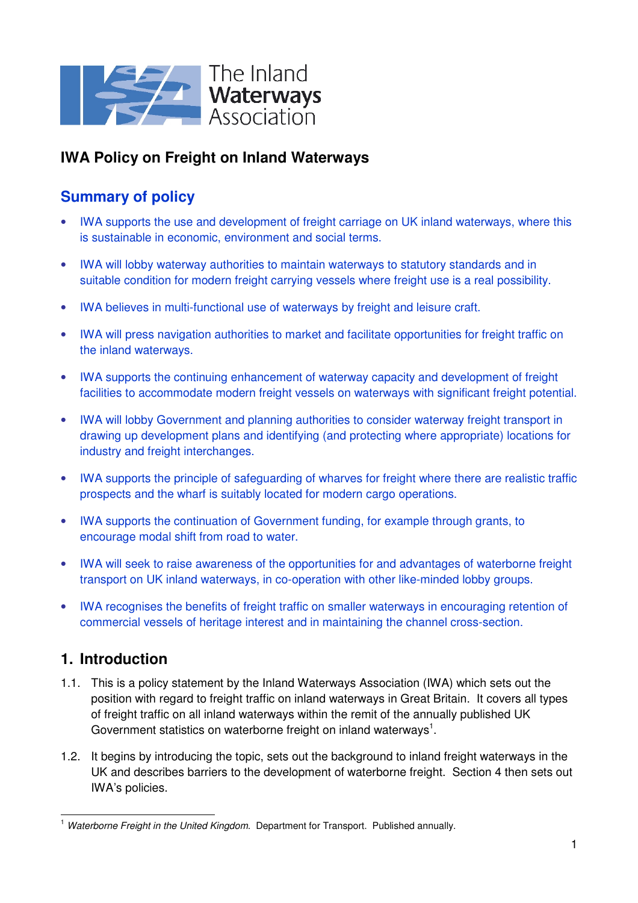# IWA Policy on Freight on Inland Waterways

## Summary of policy

- IWA supports the use and development of freight carriage on UK inland waterways, where this is sustainable in economic, environment and social terms.
- IWA will lobby waterway authorities to maintain waterways to statutory standards and in suitable condition for modern freight carrying vessels where freight use is a real possibility.
- IWA believes in multi-functional use of waterways by freight and leisure craft.
- IWA will press navigation authorities to market and facilitate opportunities for freight traffic on the inland waterways.
- IWA supports the continuing enhancement of waterway capacity and development of freight facilities to accommodate modern freight vessels on waterways with significant freight potential.
- IWA will lobby Government and planning authorities to consider waterway freight transport in drawing up development plans and identifying (and protecting where appropriate) locations for industry and freight interchanges.
- IWA supports the principle of safeguarding of wharves for freight where there are realistic traffic prospects and the wharf is suitably located for modern cargo operations.
- IWA supports the continuation of Government funding, for example through grants, to encourage modal shift from road to water.
- IWA will seek to raise awareness of the opportunities for and advantages of waterborne freight transport on UK inland waterways, in co-operation with other like-minded lobby groups.
- IWA recognises the benefits of freight traffic on smaller waterways in encouraging retention of commercial vessels of heritage interest and in maintaining the channel cross-section.

## 1. Introduction

1.1. This is a policy statement by the Inland Waterways Association (IWA) which sets out the position with regard to freight traffic on inland waterways in Great Britain. It covers all types of freight traffic on all inland waterways within the remit of the annually published UK Government statistics on waterborne freight on inland waterways[1].

1.2. It begins by introducing the topic, sets out the background to inland freight waterways in the UK and describes barriers to the development of waterborne freight. Section 4 then sets out IWA's policies.

[1] *Waterborne Freight in the United Kingdom.* Department for Transport. Published annually.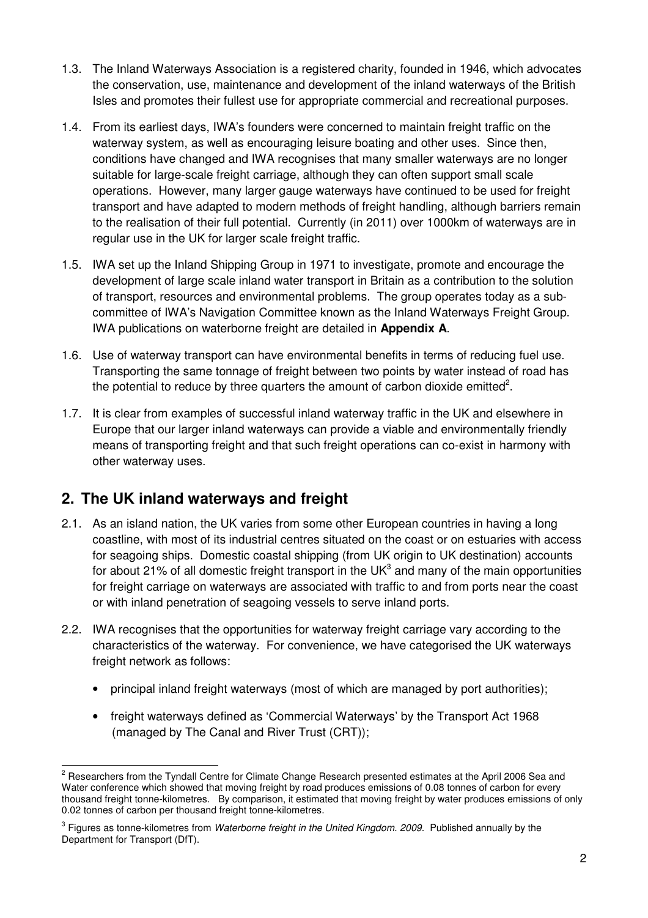1.3. The Inland Waterways Association is a registered charity, founded in 1946, which advocates the conservation, use, maintenance and development of the inland waterways of the British Isles and promotes their fullest use for appropriate commercial and recreational purposes.

1.4. From its earliest days, IWA's founders were concerned to maintain freight traffic on the waterway system, as well as encouraging leisure boating and other uses. Since then, conditions have changed and IWA recognises that many smaller waterways are no longer suitable for large-scale freight carriage, although they can often support small scale operations. However, many larger gauge waterways have continued to be used for freight transport and have adapted to modern methods of freight handling, although barriers remain to the realisation of their full potential. Currently (in 2011) over 1000km of waterways are in regular use in the UK for larger scale freight traffic.

1.5. IWA set up the Inland Shipping Group in 1971 to investigate, promote and encourage the development of large scale inland water transport in Britain as a contribution to the solution of transport, resources and environmental problems. The group operates today as a sub-committee of IWA's Navigation Committee known as the Inland Waterways Freight Group. IWA publications on waterborne freight are detailed in **Appendix A**.

1.6. Use of waterway transport can have environmental benefits in terms of reducing fuel use. Transporting the same tonnage of freight between two points by water instead of road has the potential to reduce by three quarters the amount of carbon dioxide emitted[2].

1.7. It is clear from examples of successful inland waterway traffic in the UK and elsewhere in Europe that our larger inland waterways can provide a viable and environmentally friendly means of transporting freight and that such freight operations can co-exist in harmony with other waterway uses.

## 2. The UK inland waterways and freight

2.1. As an island nation, the UK varies from some other European countries in having a long coastline, with most of its industrial centres situated on the coast or on estuaries with access for seagoing ships. Domestic coastal shipping (from UK origin to UK destination) accounts for about 21% of all domestic freight transport in the UK[3] and many of the main opportunities for freight carriage on waterways are associated with traffic to and from ports near the coast or with inland penetration of seagoing vessels to serve inland ports.

2.2. IWA recognises that the opportunities for waterway freight carriage vary according to the characteristics of the waterway. For convenience, we have categorised the UK waterways freight network as follows:

- principal inland freight waterways (most of which are managed by port authorities);
- freight waterways defined as 'Commercial Waterways' by the Transport Act 1968 (managed by The Canal and River Trust (CRT));

---

[2] Researchers from the Tyndall Centre for Climate Change Research presented estimates at the April 2006 Sea and Water conference which showed that moving freight by road produces emissions of 0.08 tonnes of carbon for every thousand freight tonne-kilometres. By comparison, it estimated that moving freight by water produces emissions of only 0.02 tonnes of carbon per thousand freight tonne-kilometres.

[3] Figures as tonne-kilometres from *Waterborne freight in the United Kingdom. 2009*. Published annually by the Department for Transport (DfT).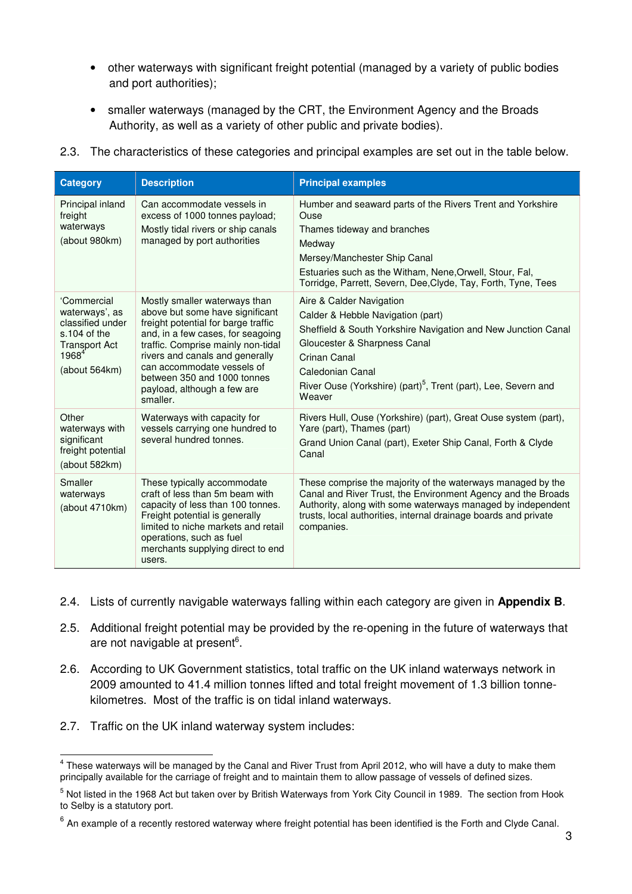- other waterways with significant freight potential (managed by a variety of public bodies and port authorities);
- smaller waterways (managed by the CRT, the Environment Agency and the Broads Authority, as well as a variety of other public and private bodies).

2.3. The characteristics of these categories and principal examples are set out in the table below.

| Category | Description | Principal examples |
|---|---|---|
| Principal inland freight waterways<br>(about 980km) | Can accommodate vessels in excess of 1000 tonnes payload;<br>Mostly tidal rivers or ship canals managed by port authorities | Humber and seaward parts of the Rivers Trent and Yorkshire Ouse<br>Thames tideway and branches<br>Medway<br>Mersey/Manchester Ship Canal<br>Estuaries such as the Witham, Nene,Orwell, Stour, Fal, Torridge, Parrett, Severn, Dee,Clyde, Tay, Forth, Tyne, Tees |
| 'Commercial waterways', as classified under s.104 of the Transport Act 1968[4]<br>(about 564km) | Mostly smaller waterways than above but some have significant freight potential for barge traffic and, in a few cases, for seagoing traffic. Comprise mainly non-tidal rivers and canals and generally can accommodate vessels of between 350 and 1000 tonnes payload, although a few are smaller. | Aire & Calder Navigation<br>Calder & Hebble Navigation (part)<br>Sheffield & South Yorkshire Navigation and New Junction Canal<br>Gloucester & Sharpness Canal<br>Crinan Canal<br>Caledonian Canal<br>River Ouse (Yorkshire) (part)[5], Trent (part), Lee, Severn and Weaver |
| Other waterways with significant freight potential<br>(about 582km) | Waterways with capacity for vessels carrying one hundred to several hundred tonnes. | Rivers Hull, Ouse (Yorkshire) (part), Great Ouse system (part), Yare (part), Thames (part)<br>Grand Union Canal (part), Exeter Ship Canal, Forth & Clyde Canal |
| Smaller waterways<br>(about 4710km) | These typically accommodate craft of less than 5m beam with capacity of less than 100 tonnes. Freight potential is generally limited to niche markets and retail operations, such as fuel merchants supplying direct to end users. | These comprise the majority of the waterways managed by the Canal and River Trust, the Environment Agency and the Broads Authority, along with some waterways managed by independent trusts, local authorities, internal drainage boards and private companies. |

2.4. Lists of currently navigable waterways falling within each category are given in **Appendix B**.

2.5. Additional freight potential may be provided by the re-opening in the future of waterways that are not navigable at present[6].

2.6. According to UK Government statistics, total traffic on the UK inland waterways network in 2009 amounted to 41.4 million tonnes lifted and total freight movement of 1.3 billion tonne-kilometres. Most of the traffic is on tidal inland waterways.

2.7. Traffic on the UK inland waterway system includes:

---

[4] These waterways will be managed by the Canal and River Trust from April 2012, who will have a duty to make them principally available for the carriage of freight and to maintain them to allow passage of vessels of defined sizes.

[5] Not listed in the 1968 Act but taken over by British Waterways from York City Council in 1989. The section from Hook to Selby is a statutory port.

[6] An example of a recently restored waterway where freight potential has been identified is the Forth and Clyde Canal.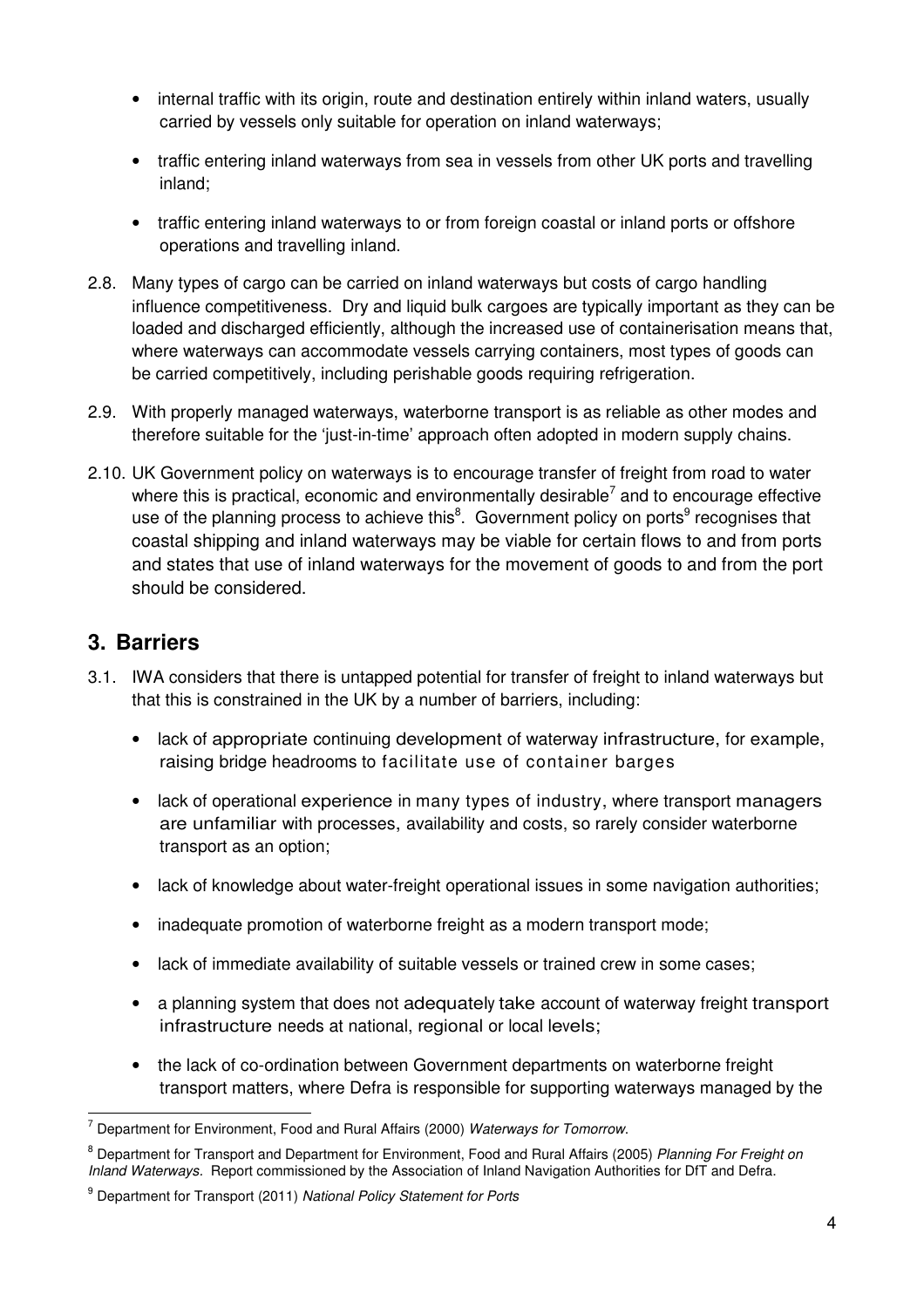- internal traffic with its origin, route and destination entirely within inland waters, usually carried by vessels only suitable for operation on inland waterways;
- traffic entering inland waterways from sea in vessels from other UK ports and travelling inland;
- traffic entering inland waterways to or from foreign coastal or inland ports or offshore operations and travelling inland.

2.8. Many types of cargo can be carried on inland waterways but costs of cargo handling influence competitiveness. Dry and liquid bulk cargoes are typically important as they can be loaded and discharged efficiently, although the increased use of containerisation means that, where waterways can accommodate vessels carrying containers, most types of goods can be carried competitively, including perishable goods requiring refrigeration.

2.9. With properly managed waterways, waterborne transport is as reliable as other modes and therefore suitable for the 'just-in-time' approach often adopted in modern supply chains.

2.10. UK Government policy on waterways is to encourage transfer of freight from road to water where this is practical, economic and environmentally desirable[7] and to encourage effective use of the planning process to achieve this[8]. Government policy on ports[9] recognises that coastal shipping and inland waterways may be viable for certain flows to and from ports and states that use of inland waterways for the movement of goods to and from the port should be considered.

## 3. Barriers

3.1. IWA considers that there is untapped potential for transfer of freight to inland waterways but that this is constrained in the UK by a number of barriers, including:

- lack of appropriate continuing development of waterway infrastructure, for example, raising bridge headrooms to facilitate use of container barges
- lack of operational experience in many types of industry, where transport managers are unfamiliar with processes, availability and costs, so rarely consider waterborne transport as an option;
- lack of knowledge about water-freight operational issues in some navigation authorities;
- inadequate promotion of waterborne freight as a modern transport mode;
- lack of immediate availability of suitable vessels or trained crew in some cases;
- a planning system that does not adequately take account of waterway freight transport infrastructure needs at national, regional or local levels;
- the lack of co-ordination between Government departments on waterborne freight transport matters, where Defra is responsible for supporting waterways managed by the

---

[7] Department for Environment, Food and Rural Affairs (2000) *Waterways for Tomorrow*.

[8] Department for Transport and Department for Environment, Food and Rural Affairs (2005) *Planning For Freight on Inland Waterways*. Report commissioned by the Association of Inland Navigation Authorities for DfT and Defra.

[9] Department for Transport (2011) *National Policy Statement for Ports*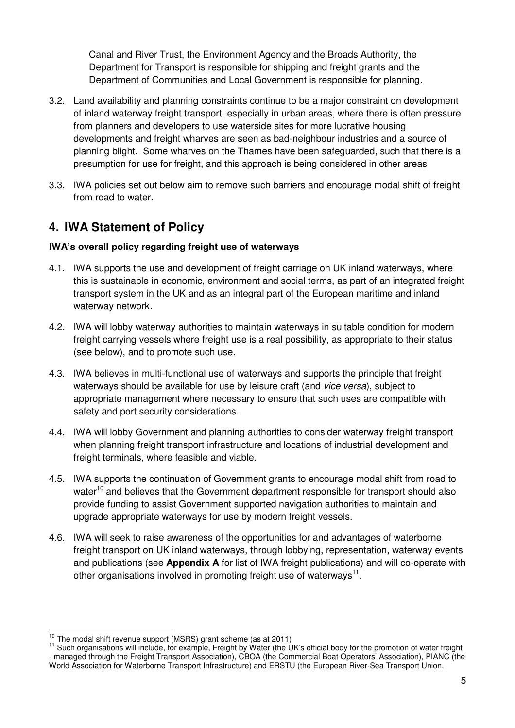Canal and River Trust, the Environment Agency and the Broads Authority, the Department for Transport is responsible for shipping and freight grants and the Department of Communities and Local Government is responsible for planning.

3.2. Land availability and planning constraints continue to be a major constraint on development of inland waterway freight transport, especially in urban areas, where there is often pressure from planners and developers to use waterside sites for more lucrative housing developments and freight wharves are seen as bad-neighbour industries and a source of planning blight. Some wharves on the Thames have been safeguarded, such that there is a presumption for use for freight, and this approach is being considered in other areas

3.3. IWA policies set out below aim to remove such barriers and encourage modal shift of freight from road to water.

## 4. IWA Statement of Policy

**IWA's overall policy regarding freight use of waterways**

4.1. IWA supports the use and development of freight carriage on UK inland waterways, where this is sustainable in economic, environment and social terms, as part of an integrated freight transport system in the UK and as an integral part of the European maritime and inland waterway network.

4.2. IWA will lobby waterway authorities to maintain waterways in suitable condition for modern freight carrying vessels where freight use is a real possibility, as appropriate to their status (see below), and to promote such use.

4.3. IWA believes in multi-functional use of waterways and supports the principle that freight waterways should be available for use by leisure craft (and *vice versa*), subject to appropriate management where necessary to ensure that such uses are compatible with safety and port security considerations.

4.4. IWA will lobby Government and planning authorities to consider waterway freight transport when planning freight transport infrastructure and locations of industrial development and freight terminals, where feasible and viable.

4.5. IWA supports the continuation of Government grants to encourage modal shift from road to water[10] and believes that the Government department responsible for transport should also provide funding to assist Government supported navigation authorities to maintain and upgrade appropriate waterways for use by modern freight vessels.

4.6. IWA will seek to raise awareness of the opportunities for and advantages of waterborne freight transport on UK inland waterways, through lobbying, representation, waterway events and publications (see **Appendix A** for list of IWA freight publications) and will co-operate with other organisations involved in promoting freight use of waterways[11].

---

[10] The modal shift revenue support (MSRS) grant scheme (as at 2011)

[11] Such organisations will include, for example, Freight by Water (the UK's official body for the promotion of water freight - managed through the Freight Transport Association), CBOA (the Commercial Boat Operators' Association), PIANC (the World Association for Waterborne Transport Infrastructure) and ERSTU (the European River-Sea Transport Union.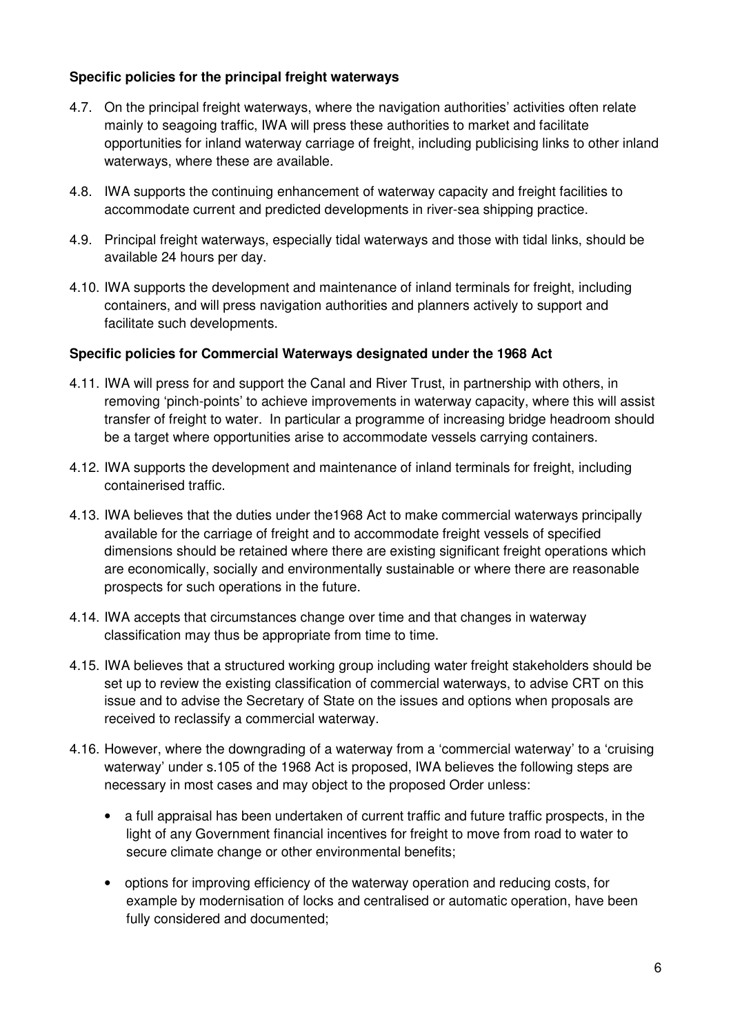**Specific policies for the principal freight waterways**

4.7. On the principal freight waterways, where the navigation authorities' activities often relate mainly to seagoing traffic, IWA will press these authorities to market and facilitate opportunities for inland waterway carriage of freight, including publicising links to other inland waterways, where these are available.

4.8. IWA supports the continuing enhancement of waterway capacity and freight facilities to accommodate current and predicted developments in river-sea shipping practice.

4.9. Principal freight waterways, especially tidal waterways and those with tidal links, should be available 24 hours per day.

4.10. IWA supports the development and maintenance of inland terminals for freight, including containers, and will press navigation authorities and planners actively to support and facilitate such developments.

**Specific policies for Commercial Waterways designated under the 1968 Act**

4.11. IWA will press for and support the Canal and River Trust, in partnership with others, in removing 'pinch-points' to achieve improvements in waterway capacity, where this will assist transfer of freight to water. In particular a programme of increasing bridge headroom should be a target where opportunities arise to accommodate vessels carrying containers.

4.12. IWA supports the development and maintenance of inland terminals for freight, including containerised traffic.

4.13. IWA believes that the duties under the1968 Act to make commercial waterways principally available for the carriage of freight and to accommodate freight vessels of specified dimensions should be retained where there are existing significant freight operations which are economically, socially and environmentally sustainable or where there are reasonable prospects for such operations in the future.

4.14. IWA accepts that circumstances change over time and that changes in waterway classification may thus be appropriate from time to time.

4.15. IWA believes that a structured working group including water freight stakeholders should be set up to review the existing classification of commercial waterways, to advise CRT on this issue and to advise the Secretary of State on the issues and options when proposals are received to reclassify a commercial waterway.

4.16. However, where the downgrading of a waterway from a 'commercial waterway' to a 'cruising waterway' under s.105 of the 1968 Act is proposed, IWA believes the following steps are necessary in most cases and may object to the proposed Order unless:

- a full appraisal has been undertaken of current traffic and future traffic prospects, in the light of any Government financial incentives for freight to move from road to water to secure climate change or other environmental benefits;
- options for improving efficiency of the waterway operation and reducing costs, for example by modernisation of locks and centralised or automatic operation, have been fully considered and documented;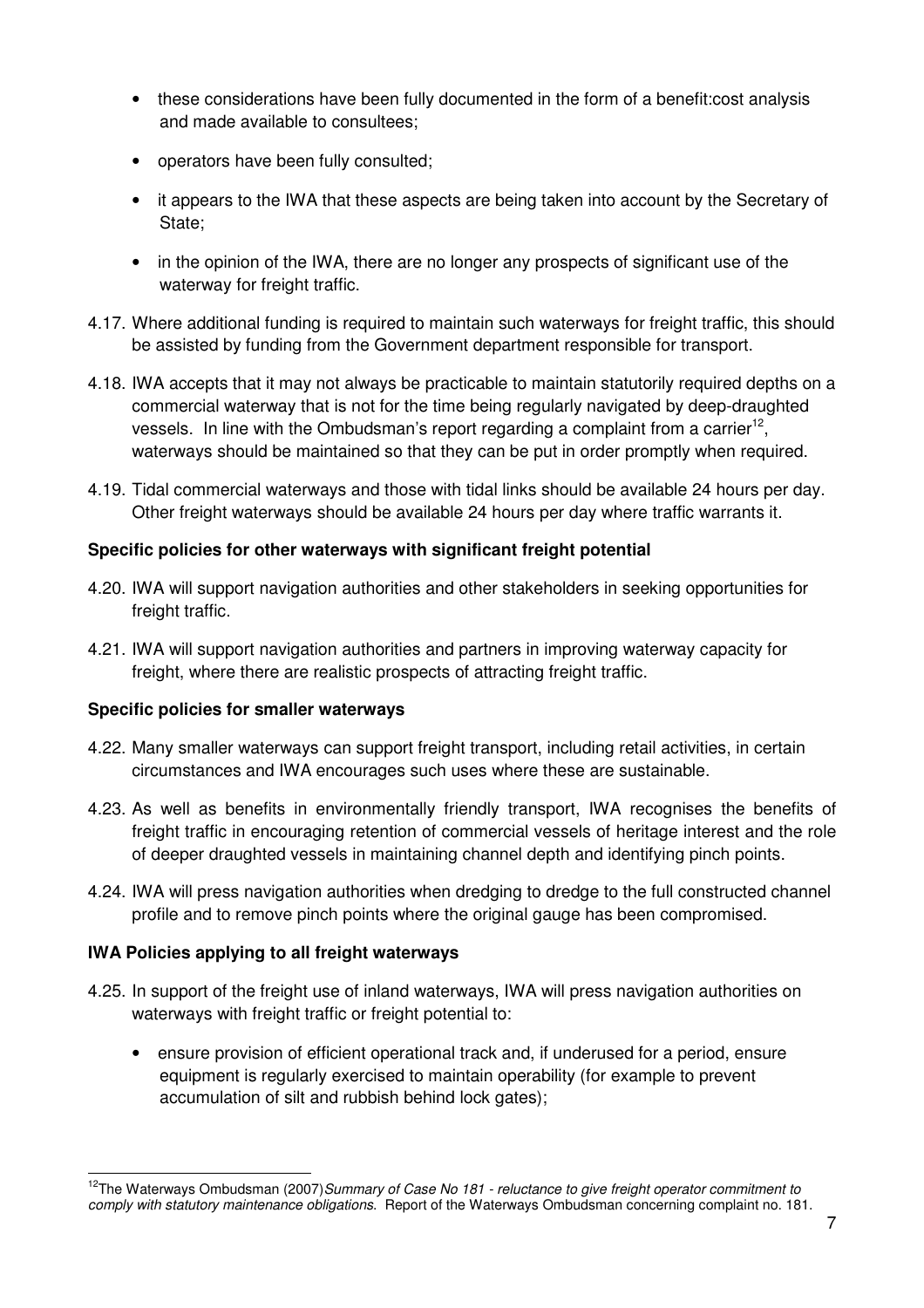- these considerations have been fully documented in the form of a benefit:cost analysis and made available to consultees;
- operators have been fully consulted;
- it appears to the IWA that these aspects are being taken into account by the Secretary of State;
- in the opinion of the IWA, there are no longer any prospects of significant use of the waterway for freight traffic.

4.17. Where additional funding is required to maintain such waterways for freight traffic, this should be assisted by funding from the Government department responsible for transport.

4.18. IWA accepts that it may not always be practicable to maintain statutorily required depths on a commercial waterway that is not for the time being regularly navigated by deep-draughted vessels. In line with the Ombudsman's report regarding a complaint from a carrier[12], waterways should be maintained so that they can be put in order promptly when required.

4.19. Tidal commercial waterways and those with tidal links should be available 24 hours per day. Other freight waterways should be available 24 hours per day where traffic warrants it.

**Specific policies for other waterways with significant freight potential**

4.20. IWA will support navigation authorities and other stakeholders in seeking opportunities for freight traffic.

4.21. IWA will support navigation authorities and partners in improving waterway capacity for freight, where there are realistic prospects of attracting freight traffic.

**Specific policies for smaller waterways**

4.22. Many smaller waterways can support freight transport, including retail activities, in certain circumstances and IWA encourages such uses where these are sustainable.

4.23. As well as benefits in environmentally friendly transport, IWA recognises the benefits of freight traffic in encouraging retention of commercial vessels of heritage interest and the role of deeper draughted vessels in maintaining channel depth and identifying pinch points.

4.24. IWA will press navigation authorities when dredging to dredge to the full constructed channel profile and to remove pinch points where the original gauge has been compromised.

**IWA Policies applying to all freight waterways**

4.25. In support of the freight use of inland waterways, IWA will press navigation authorities on waterways with freight traffic or freight potential to:

- ensure provision of efficient operational track and, if underused for a period, ensure equipment is regularly exercised to maintain operability (for example to prevent accumulation of silt and rubbish behind lock gates);

---

[12] The Waterways Ombudsman (2007) *Summary of Case No 181 - reluctance to give freight operator commitment to comply with statutory maintenance obligations.* Report of the Waterways Ombudsman concerning complaint no. 181.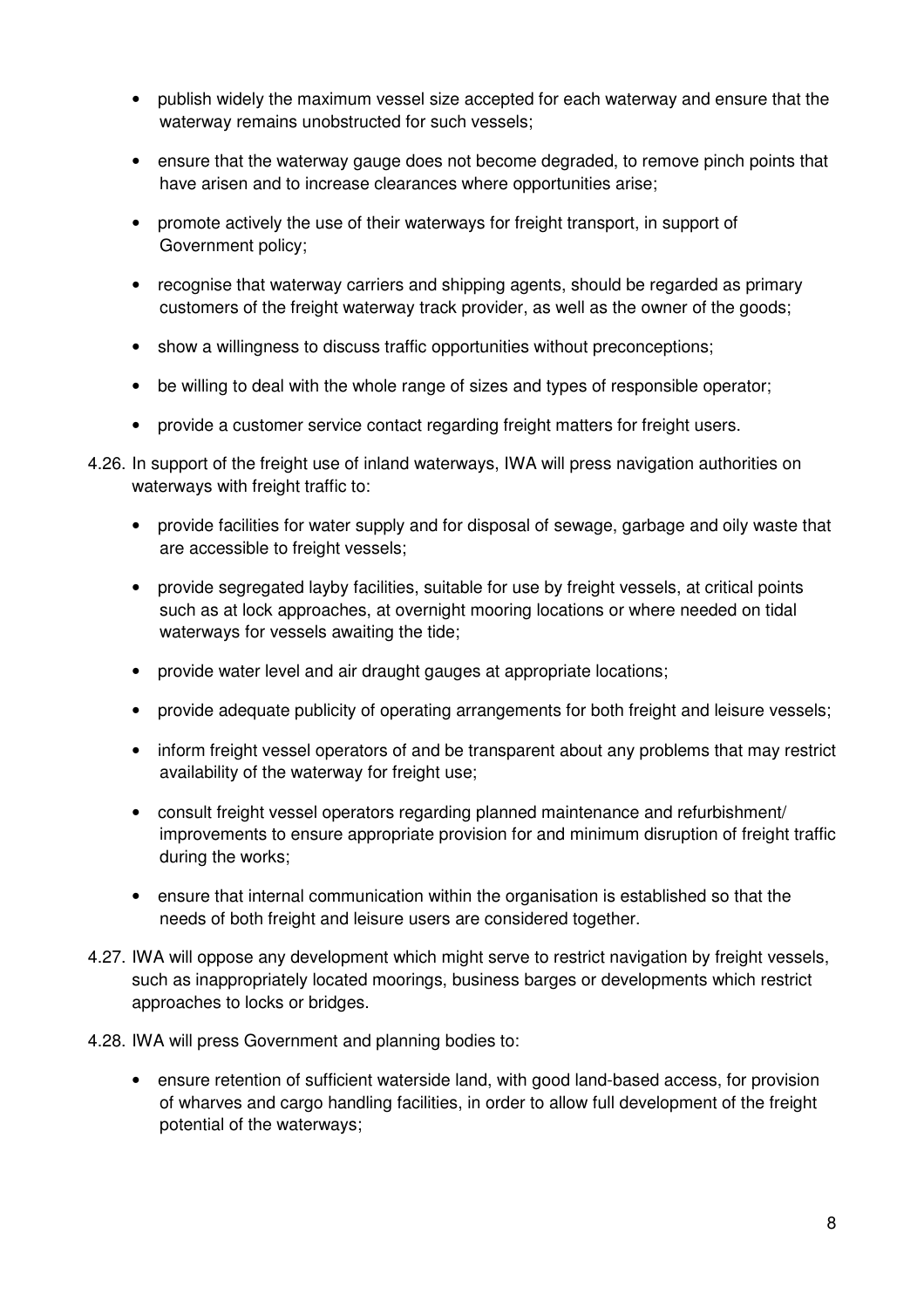- publish widely the maximum vessel size accepted for each waterway and ensure that the waterway remains unobstructed for such vessels;
- ensure that the waterway gauge does not become degraded, to remove pinch points that have arisen and to increase clearances where opportunities arise;
- promote actively the use of their waterways for freight transport, in support of Government policy;
- recognise that waterway carriers and shipping agents, should be regarded as primary customers of the freight waterway track provider, as well as the owner of the goods;
- show a willingness to discuss traffic opportunities without preconceptions;
- be willing to deal with the whole range of sizes and types of responsible operator;
- provide a customer service contact regarding freight matters for freight users.

4.26. In support of the freight use of inland waterways, IWA will press navigation authorities on waterways with freight traffic to:

- provide facilities for water supply and for disposal of sewage, garbage and oily waste that are accessible to freight vessels;
- provide segregated layby facilities, suitable for use by freight vessels, at critical points such as at lock approaches, at overnight mooring locations or where needed on tidal waterways for vessels awaiting the tide;
- provide water level and air draught gauges at appropriate locations;
- provide adequate publicity of operating arrangements for both freight and leisure vessels;
- inform freight vessel operators of and be transparent about any problems that may restrict availability of the waterway for freight use;
- consult freight vessel operators regarding planned maintenance and refurbishment/ improvements to ensure appropriate provision for and minimum disruption of freight traffic during the works;
- ensure that internal communication within the organisation is established so that the needs of both freight and leisure users are considered together.

4.27. IWA will oppose any development which might serve to restrict navigation by freight vessels, such as inappropriately located moorings, business barges or developments which restrict approaches to locks or bridges.

4.28. IWA will press Government and planning bodies to:

- ensure retention of sufficient waterside land, with good land-based access, for provision of wharves and cargo handling facilities, in order to allow full development of the freight potential of the waterways;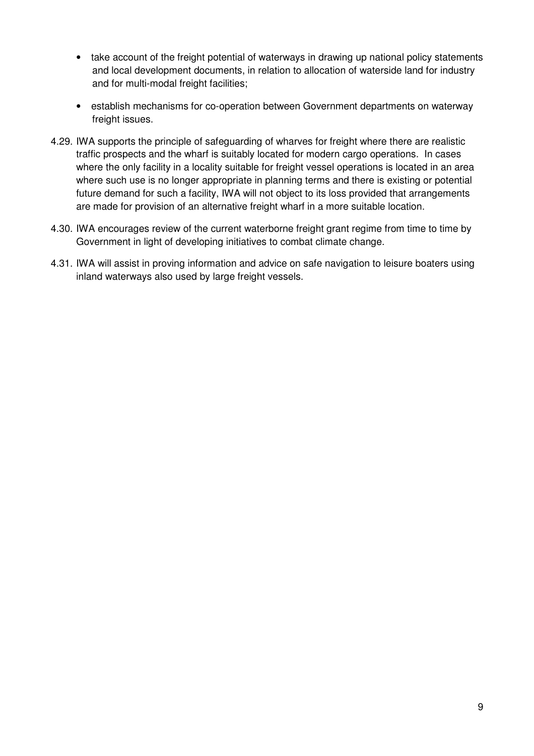- take account of the freight potential of waterways in drawing up national policy statements and local development documents, in relation to allocation of waterside land for industry and for multi-modal freight facilities;

- establish mechanisms for co-operation between Government departments on waterway freight issues.

4.29. IWA supports the principle of safeguarding of wharves for freight where there are realistic traffic prospects and the wharf is suitably located for modern cargo operations. In cases where the only facility in a locality suitable for freight vessel operations is located in an area where such use is no longer appropriate in planning terms and there is existing or potential future demand for such a facility, IWA will not object to its loss provided that arrangements are made for provision of an alternative freight wharf in a more suitable location.

4.30. IWA encourages review of the current waterborne freight grant regime from time to time by Government in light of developing initiatives to combat climate change.

4.31. IWA will assist in proving information and advice on safe navigation to leisure boaters using inland waterways also used by large freight vessels.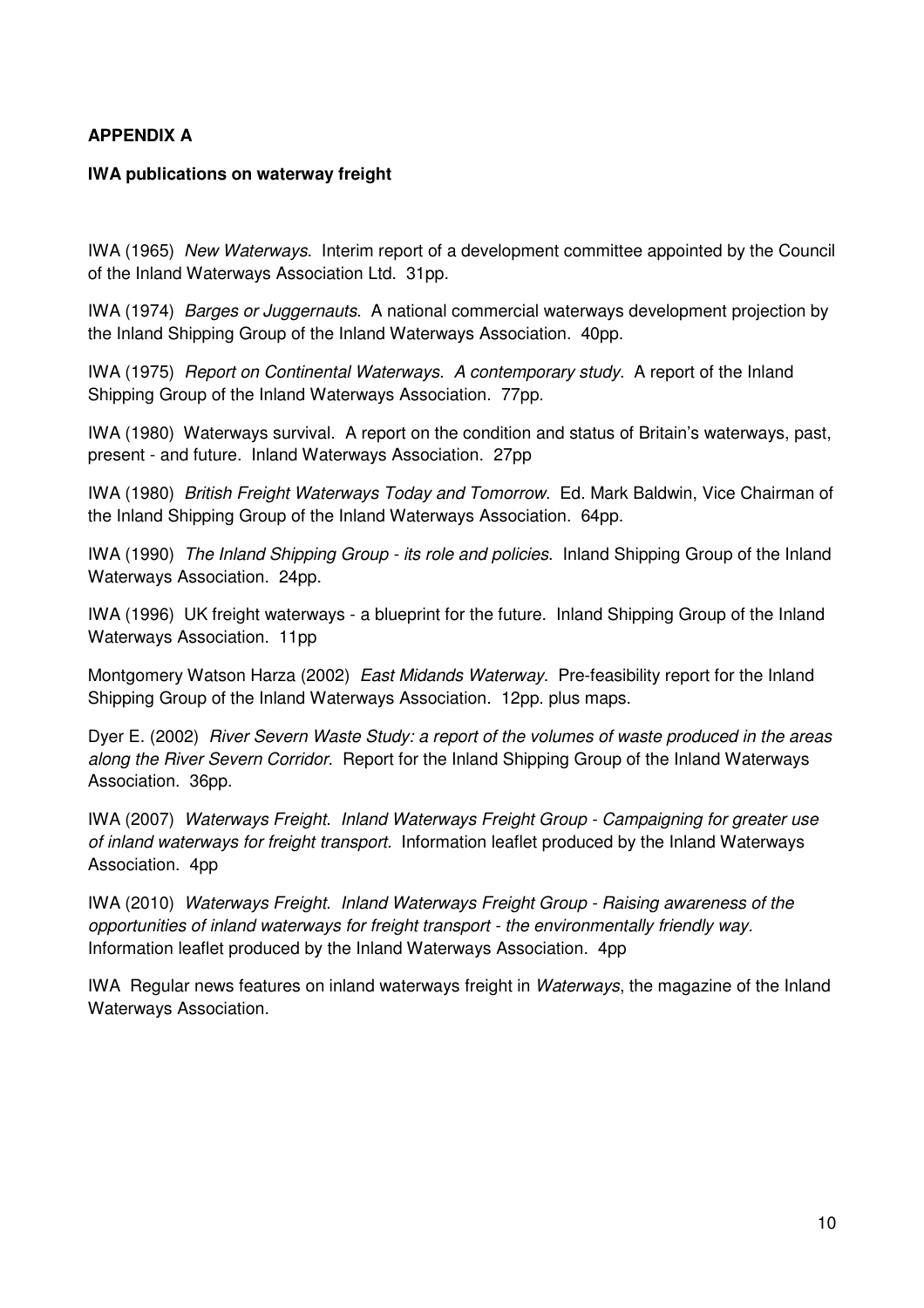**APPENDIX A**

**IWA publications on waterway freight**

IWA (1965) *New Waterways*. Interim report of a development committee appointed by the Council of the Inland Waterways Association Ltd. 31pp.

IWA (1974) *Barges or Juggernauts*. A national commercial waterways development projection by the Inland Shipping Group of the Inland Waterways Association. 40pp.

IWA (1975) *Report on Continental Waterways. A contemporary study*. A report of the Inland Shipping Group of the Inland Waterways Association. 77pp.

IWA (1980) Waterways survival. A report on the condition and status of Britain's waterways, past, present - and future. Inland Waterways Association. 27pp

IWA (1980) *British Freight Waterways Today and Tomorrow*. Ed. Mark Baldwin, Vice Chairman of the Inland Shipping Group of the Inland Waterways Association. 64pp.

IWA (1990) *The Inland Shipping Group - its role and policies*. Inland Shipping Group of the Inland Waterways Association. 24pp.

IWA (1996) UK freight waterways - a blueprint for the future. Inland Shipping Group of the Inland Waterways Association. 11pp

Montgomery Watson Harza (2002) *East Midands Waterway*. Pre-feasibility report for the Inland Shipping Group of the Inland Waterways Association. 12pp. plus maps.

Dyer E. (2002) *River Severn Waste Study: a report of the volumes of waste produced in the areas along the River Severn Corridor*. Report for the Inland Shipping Group of the Inland Waterways Association. 36pp.

IWA (2007) *Waterways Freight. Inland Waterways Freight Group - Campaigning for greater use of inland waterways for freight transport*. Information leaflet produced by the Inland Waterways Association. 4pp

IWA (2010) *Waterways Freight. Inland Waterways Freight Group - Raising awareness of the opportunities of inland waterways for freight transport - the environmentally friendly way*. Information leaflet produced by the Inland Waterways Association. 4pp

IWA Regular news features on inland waterways freight in *Waterways*, the magazine of the Inland Waterways Association.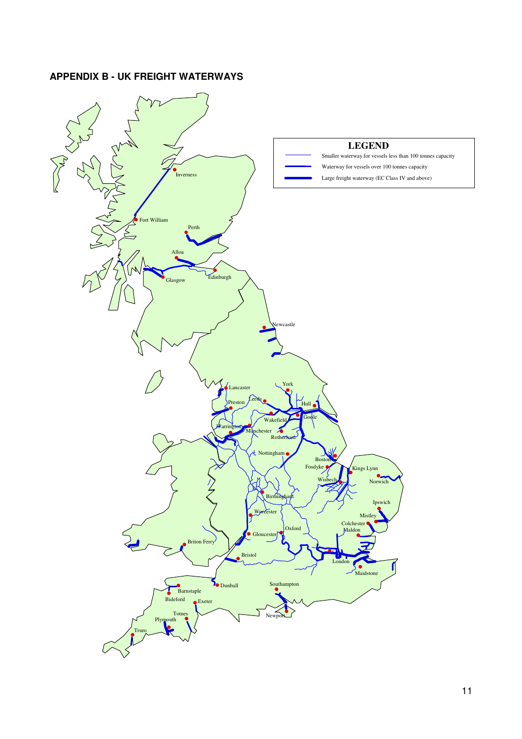## APPENDIX B - UK FREIGHT WATERWAYS

**LEGEND**

- Smaller waterway for vessels less than 100 tonnes capacity
- Waterway for vessels over 100 tonnes capacity
- Large freight waterway (EC Class IV and above)

Inverness, Fort William, Perth, Alloa, Glasgow, Edinburgh, Newcastle, Lancaster, York, Preston, Leeds, Hull, Wakefield, Goole, Warrington, Manchester, Rotherham, Nottingham, Boston, Fosdyke, Kings Lynn, Wisbech, Norwich, Birmingham, Ipswich, Worcester, Mistley, Colchester, Maldon, Oxford, Gloucester, Briton Ferry, London, Bristol, Maidstone, Dunball, Southampton, Barnstaple, Bideford, Exeter, Newport, Totnes, Plymouth, Truro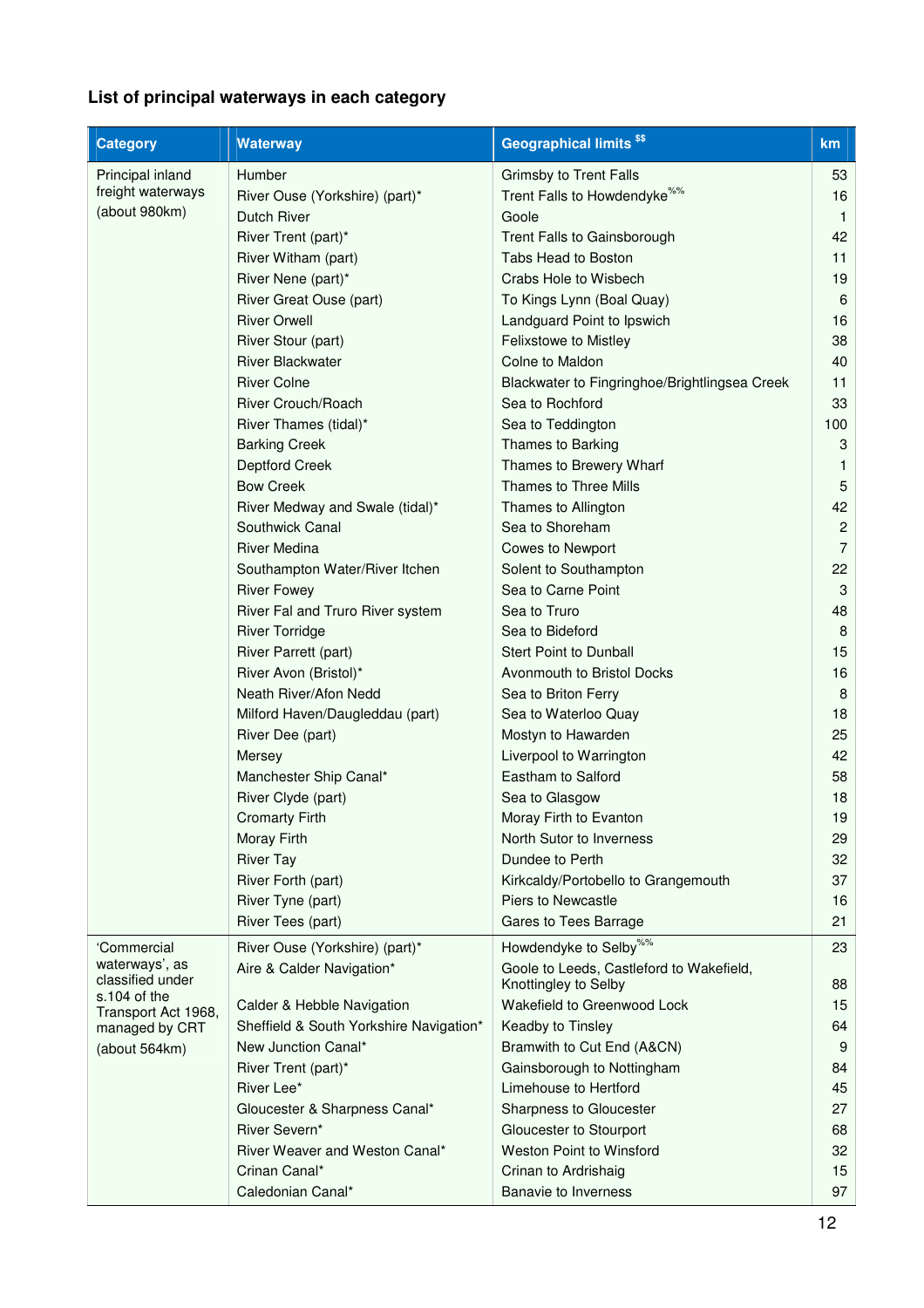### List of principal waterways in each category

| Category | Waterway | Geographical limits [$$] | km |
|---|---|---|---|
| Principal inland freight waterways (about 980km) | Humber | Grimsby to Trent Falls | 53 |
| | River Ouse (Yorkshire) (part)* | Trent Falls to Howdendyke[%%] | 16 |
| | Dutch River | Goole | 1 |
| | River Trent (part)* | Trent Falls to Gainsborough | 42 |
| | River Witham (part) | Tabs Head to Boston | 11 |
| | River Nene (part)* | Crabs Hole to Wisbech | 19 |
| | River Great Ouse (part) | To Kings Lynn (Boal Quay) | 6 |
| | River Orwell | Landguard Point to Ipswich | 16 |
| | River Stour (part) | Felixstowe to Mistley | 38 |
| | River Blackwater | Colne to Maldon | 40 |
| | River Colne | Blackwater to Fingringhoe/Brightlingsea Creek | 11 |
| | River Crouch/Roach | Sea to Rochford | 33 |
| | River Thames (tidal)* | Sea to Teddington | 100 |
| | Barking Creek | Thames to Barking | 3 |
| | Deptford Creek | Thames to Brewery Wharf | 1 |
| | Bow Creek | Thames to Three Mills | 5 |
| | River Medway and Swale (tidal)* | Thames to Allington | 42 |
| | Southwick Canal | Sea to Shoreham | 2 |
| | River Medina | Cowes to Newport | 7 |
| | Southampton Water/River Itchen | Solent to Southampton | 22 |
| | River Fowey | Sea to Carne Point | 3 |
| | River Fal and Truro River system | Sea to Truro | 48 |
| | River Torridge | Sea to Bideford | 8 |
| | River Parrett (part) | Stert Point to Dunball | 15 |
| | River Avon (Bristol)* | Avonmouth to Bristol Docks | 16 |
| | Neath River/Afon Nedd | Sea to Briton Ferry | 8 |
| | Milford Haven/Daugleddau (part) | Sea to Waterloo Quay | 18 |
| | River Dee (part) | Mostyn to Hawarden | 25 |
| | Mersey | Liverpool to Warrington | 42 |
| | Manchester Ship Canal* | Eastham to Salford | 58 |
| | River Clyde (part) | Sea to Glasgow | 18 |
| | Cromarty Firth | Moray Firth to Evanton | 19 |
| | Moray Firth | North Sutor to Inverness | 29 |
| | River Tay | Dundee to Perth | 32 |
| | River Forth (part) | Kirkcaldy/Portobello to Grangemouth | 37 |
| | River Tyne (part) | Piers to Newcastle | 16 |
| | River Tees (part) | Gares to Tees Barrage | 21 |
| 'Commercial waterways', as classified under s.104 of the Transport Act 1968, managed by CRT (about 564km) | River Ouse (Yorkshire) (part)* | Howdendyke to Selby[%%] | 23 |
| | Aire & Calder Navigation* | Goole to Leeds, Castleford to Wakefield, Knottingley to Selby | 88 |
| | Calder & Hebble Navigation | Wakefield to Greenwood Lock | 15 |
| | Sheffield & South Yorkshire Navigation* | Keadby to Tinsley | 64 |
| | New Junction Canal* | Bramwith to Cut End (A&CN) | 9 |
| | River Trent (part)* | Gainsborough to Nottingham | 84 |
| | River Lee* | Limehouse to Hertford | 45 |
| | Gloucester & Sharpness Canal* | Sharpness to Gloucester | 27 |
| | River Severn* | Gloucester to Stourport | 68 |
| | River Weaver and Weston Canal* | Weston Point to Winsford | 32 |
| | Crinan Canal* | Crinan to Ardrishaig | 15 |
| | Caledonian Canal* | Banavie to Inverness | 97 |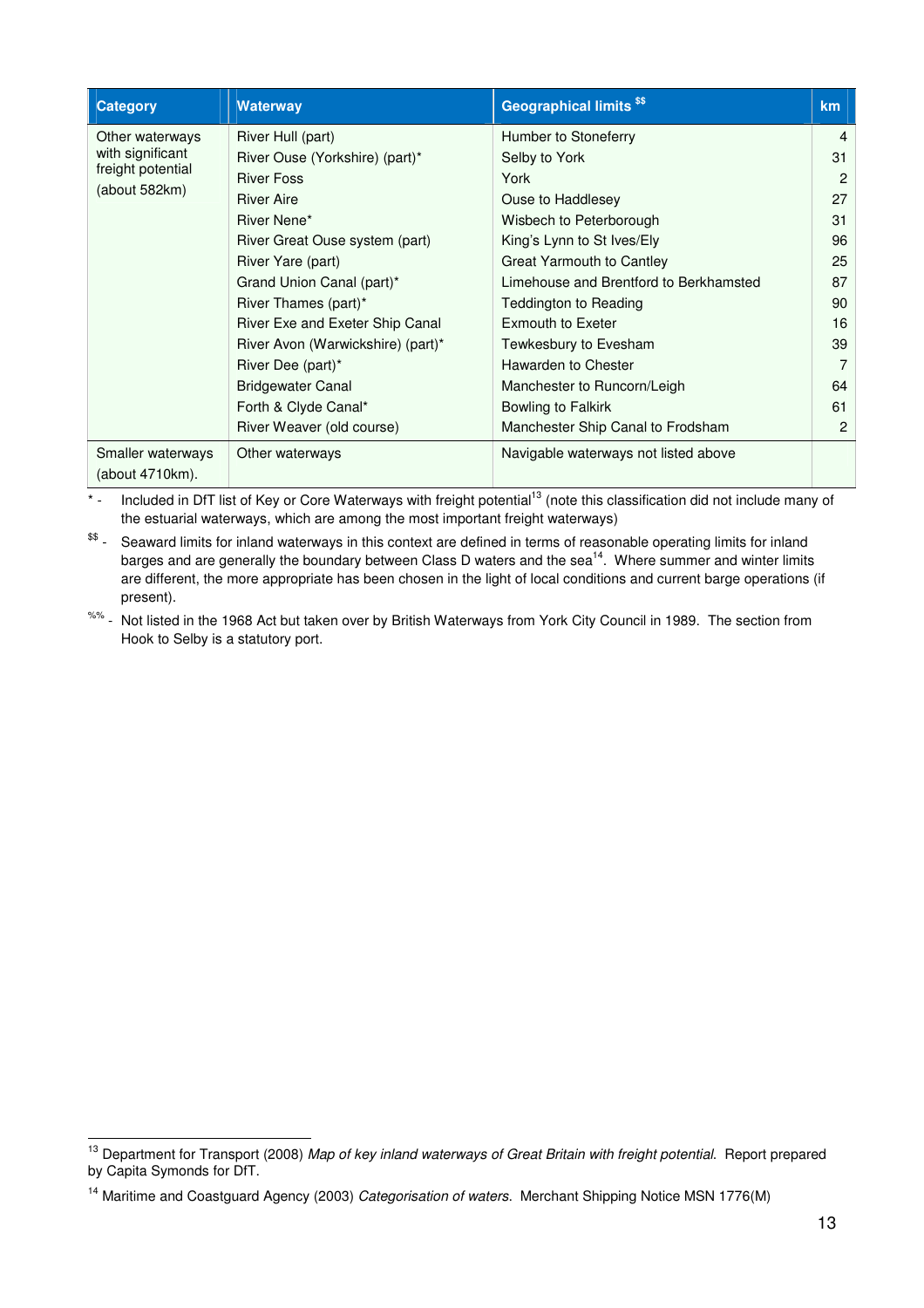| Category | Waterway | Geographical limits $$ | km |
|---|---|---|---|
| Other waterways with significant freight potential (about 582km) | River Hull (part) | Humber to Stoneferry | 4 |
| | River Ouse (Yorkshire) (part)* | Selby to York | 31 |
| | River Foss | York | 2 |
| | River Aire | Ouse to Haddlesey | 27 |
| | River Nene* | Wisbech to Peterborough | 31 |
| | River Great Ouse system (part) | King's Lynn to St Ives/Ely | 96 |
| | River Yare (part) | Great Yarmouth to Cantley | 25 |
| | Grand Union Canal (part)* | Limehouse and Brentford to Berkhamsted | 87 |
| | River Thames (part)* | Teddington to Reading | 90 |
| | River Exe and Exeter Ship Canal | Exmouth to Exeter | 16 |
| | River Avon (Warwickshire) (part)* | Tewkesbury to Evesham | 39 |
| | River Dee (part)* | Hawarden to Chester | 7 |
| | Bridgewater Canal | Manchester to Runcorn/Leigh | 64 |
| | Forth & Clyde Canal* | Bowling to Falkirk | 61 |
| | River Weaver (old course) | Manchester Ship Canal to Frodsham | 2 |
| Smaller waterways (about 4710km). | Other waterways | Navigable waterways not listed above | |

\* - Included in DfT list of Key or Core Waterways with freight potential[13] (note this classification did not include many of the estuarial waterways, which are among the most important freight waterways)

$$ - Seaward limits for inland waterways in this context are defined in terms of reasonable operating limits for inland barges and are generally the boundary between Class D waters and the sea[14]. Where summer and winter limits are different, the more appropriate has been chosen in the light of local conditions and current barge operations (if present).

%% - Not listed in the 1968 Act but taken over by British Waterways from York City Council in 1989. The section from Hook to Selby is a statutory port.

[13] Department for Transport (2008) *Map of key inland waterways of Great Britain with freight potential.* Report prepared by Capita Symonds for DfT.

[14] Maritime and Coastguard Agency (2003) *Categorisation of waters.* Merchant Shipping Notice MSN 1776(M)